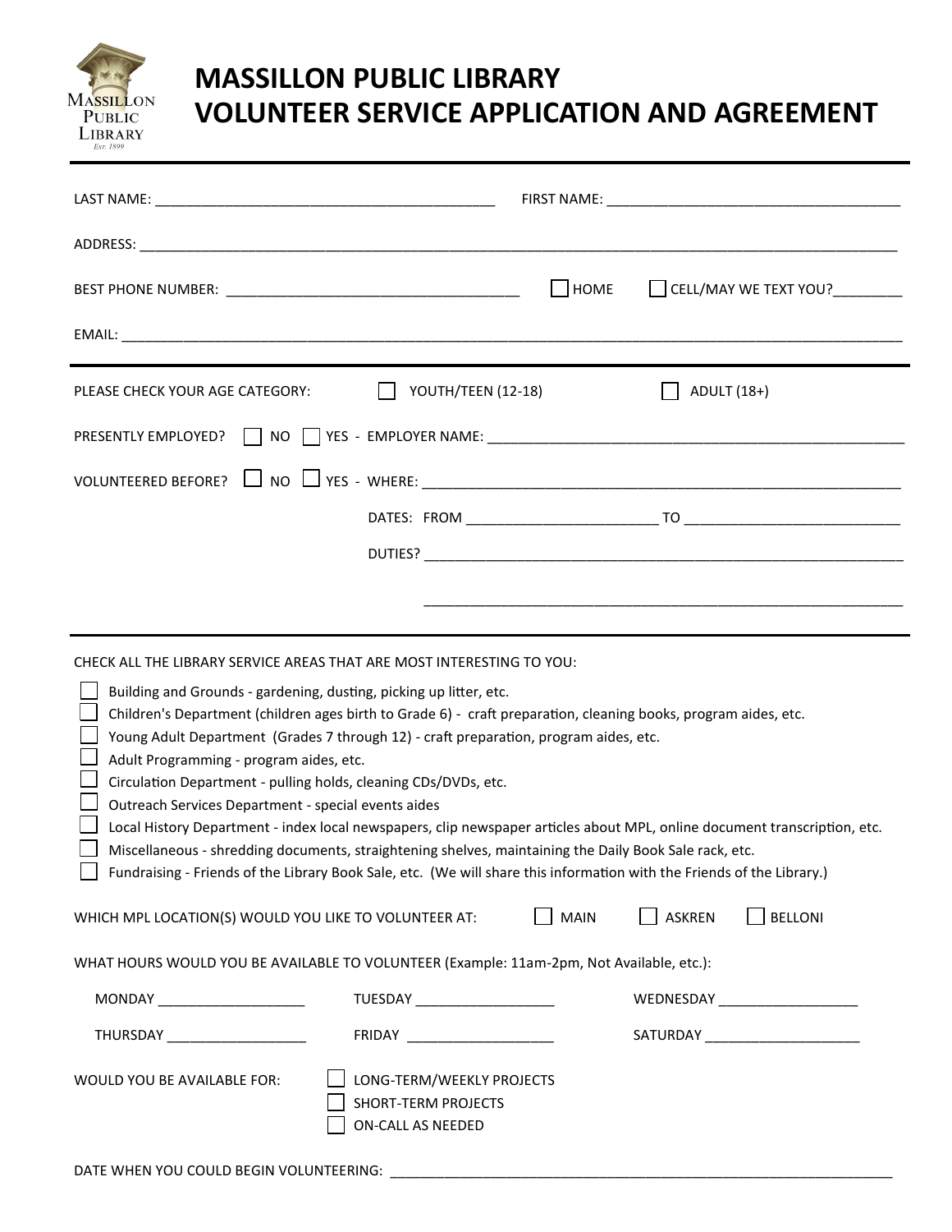# MASSILLON PUBLIC LIBRARY
# VOLUNTEER SERVICE APPLICATION AND AGREEMENT

LAST NAME: ____________________________________________ FIRST NAME: ______________________________________

ADDRESS: ____________________________________________________________________________________________________

BEST PHONE NUMBER: ______________________________________ ☐ HOME ☐ CELL/MAY WE TEXT YOU?_________

EMAIL: ______________________________________________________________________________________________________

---

PLEASE CHECK YOUR AGE CATEGORY: ☐ YOUTH/TEEN (12-18) ☐ ADULT (18+)

PRESENTLY EMPLOYED? ☐ NO ☐ YES - EMPLOYER NAME: _______________________________________________________

VOLUNTEERED BEFORE? ☐ NO ☐ YES - WHERE: _________________________________________________________________

DATES: FROM ________________________ TO ___________________________

DUTIES? ______________________________________________________________

______________________________________________________________

---

CHECK ALL THE LIBRARY SERVICE AREAS THAT ARE MOST INTERESTING TO YOU:

☐ Building and Grounds - gardening, dusting, picking up litter, etc.
☐ Children's Department (children ages birth to Grade 6) - craft preparation, cleaning books, program aides, etc.
☐ Young Adult Department (Grades 7 through 12) - craft preparation, program aides, etc.
☐ Adult Programming - program aides, etc.
☐ Circulation Department - pulling holds, cleaning CDs/DVDs, etc.
☐ Outreach Services Department - special events aides
☐ Local History Department - index local newspapers, clip newspaper articles about MPL, online document transcription, etc.
☐ Miscellaneous - shredding documents, straightening shelves, maintaining the Daily Book Sale rack, etc.
☐ Fundraising - Friends of the Library Book Sale, etc. (We will share this information with the Friends of the Library.)

WHICH MPL LOCATION(S) WOULD YOU LIKE TO VOLUNTEER AT: ☐ MAIN ☐ ASKREN ☐ BELLONI

WHAT HOURS WOULD YOU BE AVAILABLE TO VOLUNTEER (Example: 11am-2pm, Not Available, etc.):

MONDAY ___________________ TUESDAY __________________ WEDNESDAY __________________

THURSDAY __________________ FRIDAY ___________________ SATURDAY ____________________

WOULD YOU BE AVAILABLE FOR:
☐ LONG-TERM/WEEKLY PROJECTS
☐ SHORT-TERM PROJECTS
☐ ON-CALL AS NEEDED

DATE WHEN YOU COULD BEGIN VOLUNTEERING: ____________________________________________________________________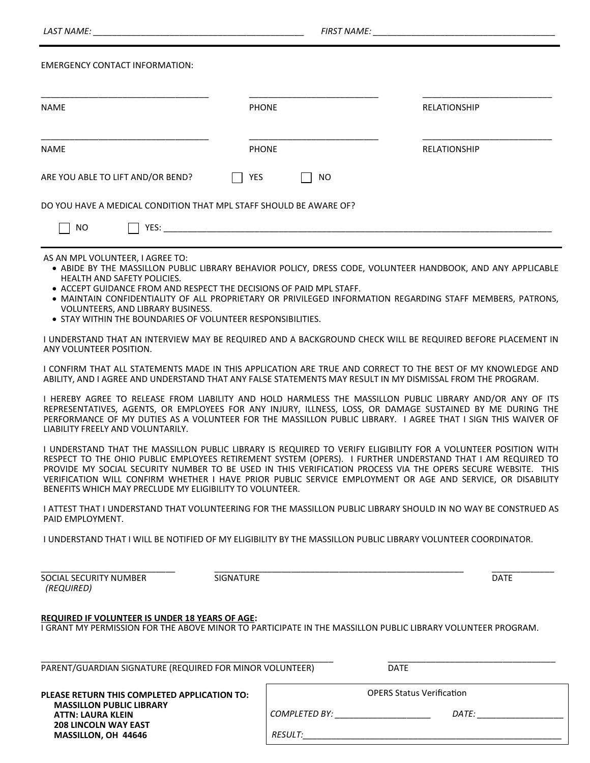LAST NAME: ___________________________________________ FIRST NAME: ______________________________________

EMERGENCY CONTACT INFORMATION:

| | | |
|---|---|---|
| NAME | PHONE | RELATIONSHIP |
| NAME | PHONE | RELATIONSHIP |

ARE YOU ABLE TO LIFT AND/OR BEND? ☐ YES ☐ NO

DO YOU HAVE A MEDICAL CONDITION THAT MPL STAFF SHOULD BE AWARE OF?

☐ NO ☐ YES: ____________________________________________________________________________________

AS AN MPL VOLUNTEER, I AGREE TO:

- ABIDE BY THE MASSILLON PUBLIC LIBRARY BEHAVIOR POLICY, DRESS CODE, VOLUNTEER HANDBOOK, AND ANY APPLICABLE HEALTH AND SAFETY POLICIES.
- ACCEPT GUIDANCE FROM AND RESPECT THE DECISIONS OF PAID MPL STAFF.
- MAINTAIN CONFIDENTIALITY OF ALL PROPRIETARY OR PRIVILEGED INFORMATION REGARDING STAFF MEMBERS, PATRONS, VOLUNTEERS, AND LIBRARY BUSINESS.
- STAY WITHIN THE BOUNDARIES OF VOLUNTEER RESPONSIBILITIES.

I UNDERSTAND THAT AN INTERVIEW MAY BE REQUIRED AND A BACKGROUND CHECK WILL BE REQUIRED BEFORE PLACEMENT IN ANY VOLUNTEER POSITION.

I CONFIRM THAT ALL STATEMENTS MADE IN THIS APPLICATION ARE TRUE AND CORRECT TO THE BEST OF MY KNOWLEDGE AND ABILITY, AND I AGREE AND UNDERSTAND THAT ANY FALSE STATEMENTS MAY RESULT IN MY DISMISSAL FROM THE PROGRAM.

I HEREBY AGREE TO RELEASE FROM LIABILITY AND HOLD HARMLESS THE MASSILLON PUBLIC LIBRARY AND/OR ANY OF ITS REPRESENTATIVES, AGENTS, OR EMPLOYEES FOR ANY INJURY, ILLNESS, LOSS, OR DAMAGE SUSTAINED BY ME DURING THE PERFORMANCE OF MY DUTIES AS A VOLUNTEER FOR THE MASSILLON PUBLIC LIBRARY. I AGREE THAT I SIGN THIS WAIVER OF LIABILITY FREELY AND VOLUNTARILY.

I UNDERSTAND THAT THE MASSILLON PUBLIC LIBRARY IS REQUIRED TO VERIFY ELIGIBILITY FOR A VOLUNTEER POSITION WITH RESPECT TO THE OHIO PUBLIC EMPLOYEES RETIREMENT SYSTEM (OPERS). I FURTHER UNDERSTAND THAT I AM REQUIRED TO PROVIDE MY SOCIAL SECURITY NUMBER TO BE USED IN THIS VERIFICATION PROCESS VIA THE OPERS SECURE WEBSITE. THIS VERIFICATION WILL CONFIRM WHETHER I HAVE PRIOR PUBLIC SERVICE EMPLOYMENT OR AGE AND SERVICE, OR DISABILITY BENEFITS WHICH MAY PRECLUDE MY ELIGIBILITY TO VOLUNTEER.

I ATTEST THAT I UNDERSTAND THAT VOLUNTEERING FOR THE MASSILLON PUBLIC LIBRARY SHOULD IN NO WAY BE CONSTRUED AS PAID EMPLOYMENT.

I UNDERSTAND THAT I WILL BE NOTIFIED OF MY ELIGIBILITY BY THE MASSILLON PUBLIC LIBRARY VOLUNTEER COORDINATOR.

| | | |
|---|---|---|
| SOCIAL SECURITY NUMBER *(REQUIRED)* | SIGNATURE | DATE |

**REQUIRED IF VOLUNTEER IS UNDER 18 YEARS OF AGE:**
I GRANT MY PERMISSION FOR THE ABOVE MINOR TO PARTICIPATE IN THE MASSILLON PUBLIC LIBRARY VOLUNTEER PROGRAM.

| | |
|---|---|
| PARENT/GUARDIAN SIGNATURE (REQUIRED FOR MINOR VOLUNTEER) | DATE |

**PLEASE RETURN THIS COMPLETED APPLICATION TO:**
**MASSILLON PUBLIC LIBRARY**
**ATTN: LAURA KLEIN**
**208 LINCOLN WAY EAST**
**MASSILLON, OH 44646**

OPERS Status Verification

*COMPLETED BY:* ____________________ *DATE:* __________________

*RESULT:* _______________________________________________________